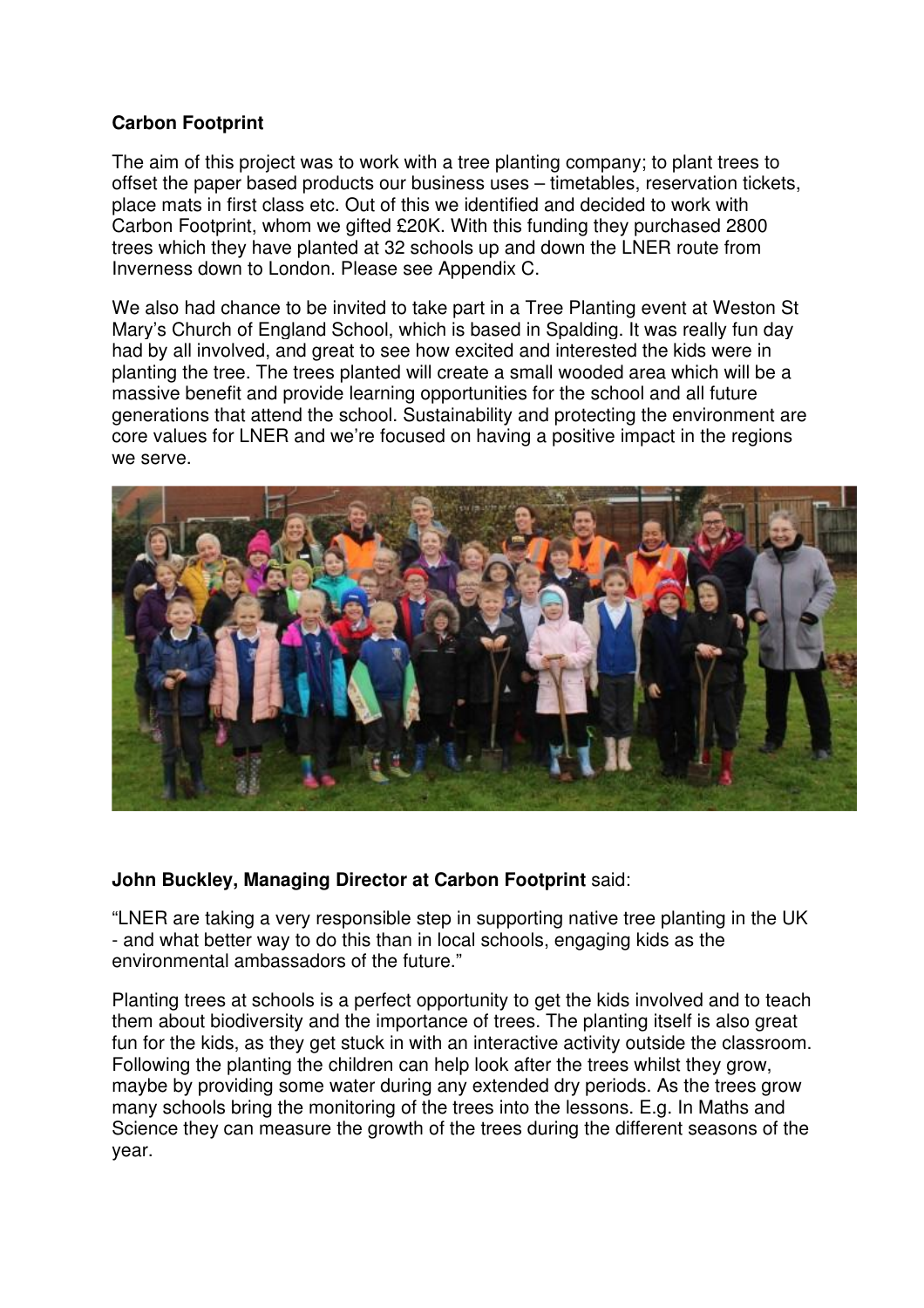**Carbon Footprint**

The aim of this project was to work with a tree planting company; to plant trees to offset the paper based products our business uses – timetables, reservation tickets, place mats in first class etc. Out of this we identified and decided to work with Carbon Footprint, whom we gifted £20K. With this funding they purchased 2800 trees which they have planted at 32 schools up and down the LNER route from Inverness down to London. Please see Appendix C.

We also had chance to be invited to take part in a Tree Planting event at Weston St Mary's Church of England School, which is based in Spalding. It was really fun day had by all involved, and great to see how excited and interested the kids were in planting the tree. The trees planted will create a small wooded area which will be a massive benefit and provide learning opportunities for the school and all future generations that attend the school. Sustainability and protecting the environment are core values for LNER and we're focused on having a positive impact in the regions we serve.

**John Buckley, Managing Director at Carbon Footprint** said:

"LNER are taking a very responsible step in supporting native tree planting in the UK - and what better way to do this than in local schools, engaging kids as the environmental ambassadors of the future."

Planting trees at schools is a perfect opportunity to get the kids involved and to teach them about biodiversity and the importance of trees. The planting itself is also great fun for the kids, as they get stuck in with an interactive activity outside the classroom. Following the planting the children can help look after the trees whilst they grow, maybe by providing some water during any extended dry periods. As the trees grow many schools bring the monitoring of the trees into the lessons. E.g. In Maths and Science they can measure the growth of the trees during the different seasons of the year.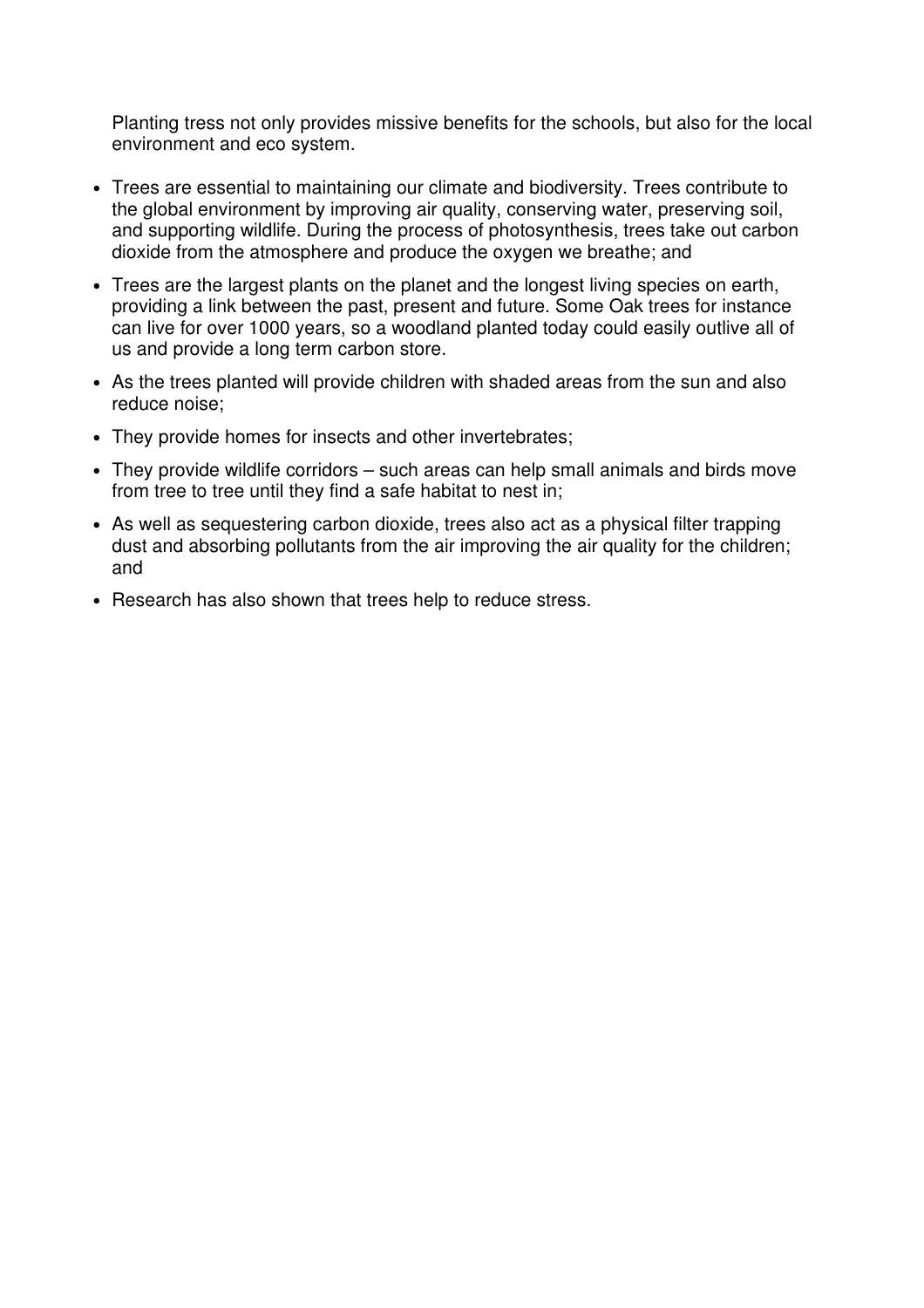Planting tress not only provides missive benefits for the schools, but also for the local environment and eco system.

- Trees are essential to maintaining our climate and biodiversity. Trees contribute to the global environment by improving air quality, conserving water, preserving soil, and supporting wildlife. During the process of photosynthesis, trees take out carbon dioxide from the atmosphere and produce the oxygen we breathe; and
- Trees are the largest plants on the planet and the longest living species on earth, providing a link between the past, present and future. Some Oak trees for instance can live for over 1000 years, so a woodland planted today could easily outlive all of us and provide a long term carbon store.
- As the trees planted will provide children with shaded areas from the sun and also reduce noise;
- They provide homes for insects and other invertebrates;
- They provide wildlife corridors – such areas can help small animals and birds move from tree to tree until they find a safe habitat to nest in;
- As well as sequestering carbon dioxide, trees also act as a physical filter trapping dust and absorbing pollutants from the air improving the air quality for the children; and
- Research has also shown that trees help to reduce stress.